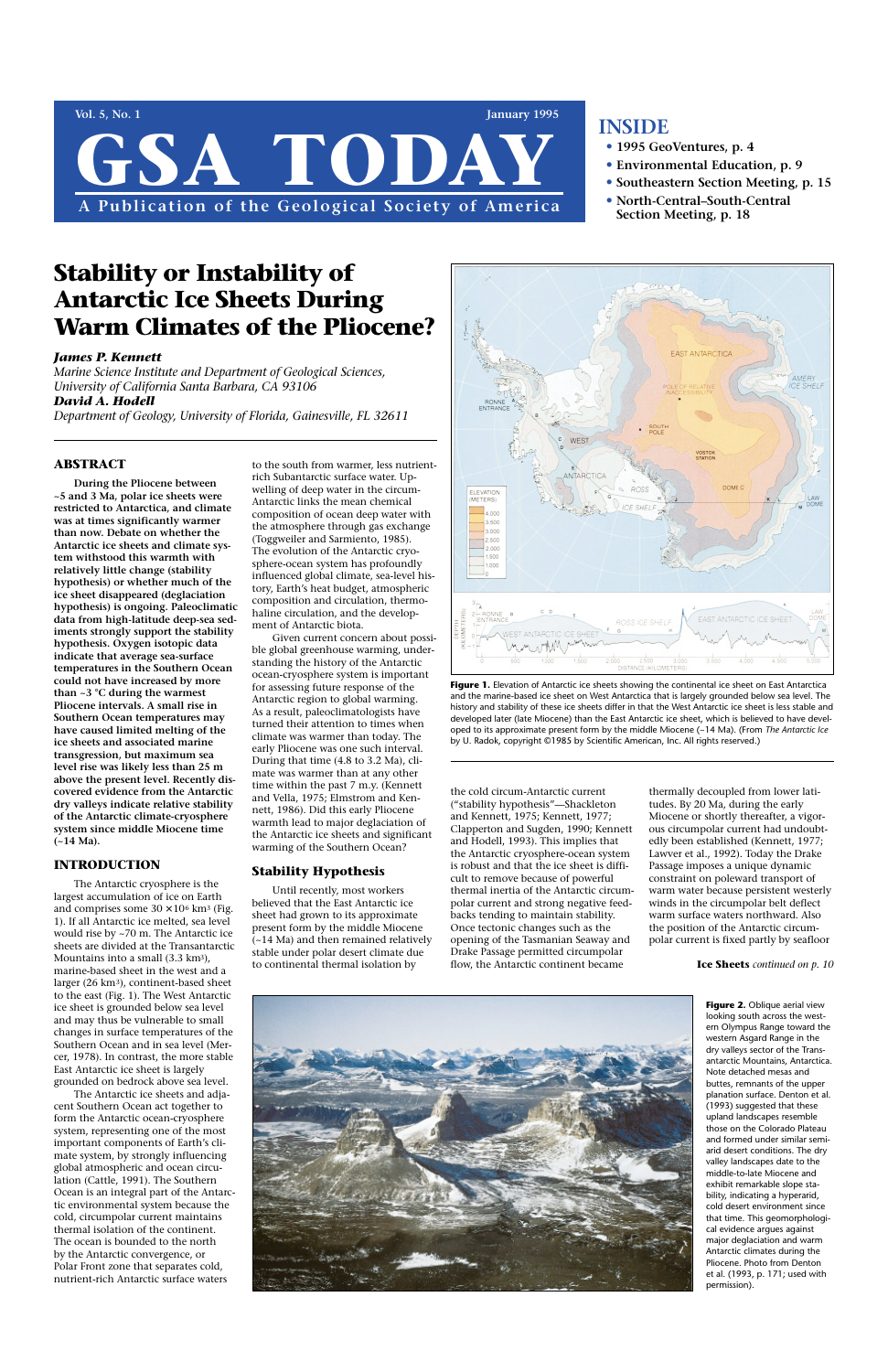# GSA TODAY

A Publication of the Geological Society of America

Vol. 5, No. 1 — January 1995

## INSIDE

- 1995 GeoVentures, p. 4
- Environmental Education, p. 9
- Southeastern Section Meeting, p. 15
- North-Central–South-Central Section Meeting, p. 18

# Stability or Instability of Antarctic Ice Sheets During Warm Climates of the Pliocene?

***James P. Kennett***
*Marine Science Institute and Department of Geological Sciences, University of California Santa Barbara, CA 93106*

***David A. Hodell***
*Department of Geology, University of Florida, Gainesville, FL 32611*

## ABSTRACT

**During the Pliocene between ~5 and 3 Ma, polar ice sheets were restricted to Antarctica, and climate was at times significantly warmer than now. Debate on whether the Antarctic ice sheets and climate system withstood this warmth with relatively little change (stability hypothesis) or whether much of the ice sheets disappeared (deglaciation hypothesis) is ongoing. Paleoclimatic data from high-latitude deep-sea sediments strongly support the stability hypothesis. Oxygen isotopic data indicate that average sea-surface temperatures in the Southern Ocean could not have increased by more than ~3 °C during the warmest Pliocene intervals. A small rise in Southern Ocean temperatures may have caused limited melting of the ice sheets and associated marine transgression, but maximum sea level rise was likely less than 25 m above the present level. Recently discovered evidence from the Antarctic dry valleys indicate relative stability of the Antarctic climate-cryosphere system since middle Miocene time (~14 Ma).**

## INTRODUCTION

The Antarctic cryosphere is the largest accumulation of ice on Earth and comprises some $30 \times 10^6$ km$^3$ (Fig. 1). If all Antarctic ice melted, sea level would rise by ~70 m. The Antarctic ice sheets are divided at the Transantarctic Mountains into a small (3.3 km$^3$), marine-based sheet in the west and a larger (26 km$^3$), continent-based sheet to the east (Fig. 1). The West Antarctic ice sheet is grounded below sea level and may thus be vulnerable to small changes in surface temperatures of the Southern Ocean and in sea level (Mercer, 1978). In contrast, the more stable East Antarctic ice sheet is largely grounded on bedrock above sea level.

The Antarctic ice sheets and adjacent Southern Ocean act together to form the Antarctic ocean-cryosphere system, representing one of the most important components of Earth's climate system, by strongly influencing global atmospheric and ocean circulation (Cattle, 1991). The Southern Ocean is an integral part of the Antarctic environmental system because the cold, circumpolar current maintains thermal isolation of the continent. The ocean is bounded to the north by the Antarctic convergence, or Polar Front zone that separates cold, nutrient-rich Antarctic surface waters to the south from warmer, less nutrient-rich Subantarctic surface water. Upwelling of deep water in the circum-Antarctic links the mean chemical composition of ocean deep water with the atmosphere through gas exchange (Toggweiler and Sarmiento, 1985). The evolution of the Antarctic cryosphere-ocean system has profoundly influenced global climate, sea-level history, Earth's heat budget, atmospheric composition and circulation, thermohaline circulation, and the development of Antarctic biota.

Given current concern about possible global greenhouse warming, understanding the history of the Antarctic ocean-cryosphere system is important for assessing future response of the Antarctic region to global warming. As a result, paleoclimatologists have turned their attention to times when climate was warmer than today. The early Pliocene was one such interval. During that time (4.8 to 3.2 Ma), climate was warmer than at any other time within the past 7 m.y. (Kennett and Vella, 1975; Elmstrom and Kennett, 1986). Did this early Pliocene warmth lead to major deglaciation of the Antarctic ice sheets and significant warming of the Southern Ocean?

### Stability Hypothesis

Until recently, most workers believed that the East Antarctic ice sheet had grown to its approximate present form by the middle Miocene (~14 Ma) and then remained relatively stable under polar desert climate due to continental thermal isolation by the cold circum-Antarctic current ("stability hypothesis"—Shackleton and Kennett, 1975; Kennett, 1977; Clapperton and Sugden, 1990; Kennett and Hodell, 1993). This implies that the Antarctic cryosphere-ocean system is robust and that the ice sheet is difficult to remove because of powerful thermal inertia of the Antarctic circumpolar current and strong negative feedbacks tending to maintain stability. Once tectonic changes such as the opening of the Tasmanian Seaway and Drake Passage permitted circumpolar flow, the Antarctic continent became thermally decoupled from lower latitudes. By 20 Ma, during the early Miocene or shortly thereafter, a vigorous circumpolar current had undoubtedly been established (Kennett, 1977; Lawver et al., 1992). Today the Drake Passage imposes a unique dynamic constraint on poleward transport of warm water because persistent westerly winds in the circumpolar belt deflect warm surface waters northward. Also the position of the Antarctic circumpolar current is fixed partly by seafloor

**Ice Sheets** *continued on p. 10*

**Figure 1.** Elevation of Antarctic ice sheets showing the continental ice sheet on East Antarctica and the marine-based ice sheet on West Antarctica that is largely grounded below sea level. The history and stability of these ice sheets differ in that the West Antarctic ice sheet is less stable and developed later (late Miocene) than the East Antarctic ice sheet, which is believed to have developed to its approximate present form by the middle Miocene (~14 Ma). (From *The Antarctic Ice* by U. Radok, copyright ©1985 by Scientific American, Inc. All rights reserved.)

**Figure 2.** Oblique aerial view looking south across the western Olympus Range toward the western Asgard Range in the dry valleys sector of the Transantarctic Mountains, Antarctica. Note detached mesas and buttes, remnants of the upper planation surface. Denton et al. (1993) suggested that these upland landscapes resemble those on the Colorado Plateau and formed under similar semi-arid desert conditions. The dry valley landscapes date to the middle-to-late Miocene and exhibit remarkable slope stability, indicating a hyperarid, cold desert environment since that time. This geomorphological evidence argues against major deglaciation and warm Antarctic climates during the Pliocene. Photo from Denton et al. (1993, p. 171; used with permission).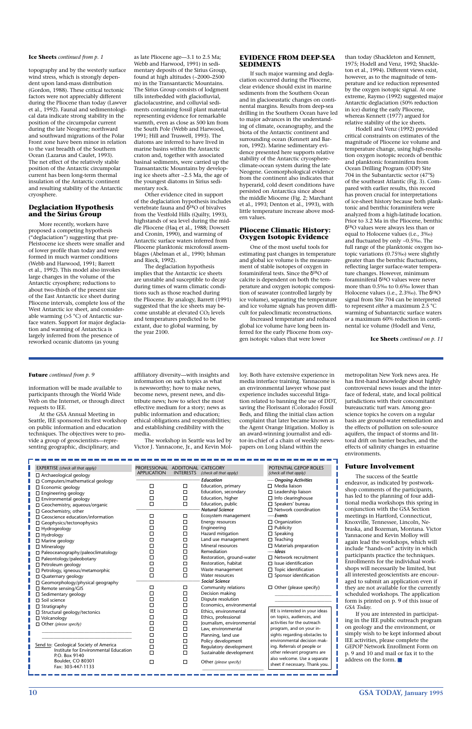**Ice Sheets** *continued from p. 1*

topography and by the westerly surface wind stress, which is strongly dependent upon land-mass distribution (Gordon, 1988). These critical tectonic factors were not appreciably different during the Pliocene than today (Lawver et al., 1992). Faunal and sedimentological data indicate strong stability in the position of the circumpolar current during the late Neogene; northward and southward migrations of the Polar Front zone have been minor in relation to the vast breadth of the Southern Ocean (Lazarus and Caulet, 1993). The net effect of the relatively stable position of the Antarctic circumpolar current has been long-term thermal insulation of the Antarctic continent and resulting stability of the Antarctic cryosphere.

## Deglaciation Hypothesis and the Sirius Group

More recently, workers have proposed a competing hypothesis ("deglaciation") suggesting that pre-Pleistocene ice sheets were smaller and of lower profile than today and were formed in much warmer conditions (Webb and Harwood, 1991; Barrett et al., 1992). This model also invokes large changes in the volume of the Antarctic cryosphere; reductions to about two-thirds of the present size of the East Antarctic ice sheet during Pliocene intervals, complete loss of the West Antarctic ice sheet, and considerable warming (>5 °C) of Antarctic surface waters. Support for major deglaciation and warming of Antarctica is largely inferred from the presence of reworked oceanic diatoms (as young as late Pliocene age—3.1 to 2.5 Ma; Webb and Harwood, 1991) in sedimentary deposits of the Sirius Group, found at high altitudes (~2000–2500 m) in the Transantarctic Mountains. The Sirius Group consists of lodgment tills interbedded with glaciofluvial, glaciolacustrine, and colluvial sediments containing fossil plant material representing evidence for remarkable warmth, even as close as 500 km from the South Pole (Webb and Harwood, 1991; Hill and Truswell, 1993). The diatoms are inferred to have lived in marine basins within the Antarctic craton and, together with associated basinal sediments, were carried up the Transantarctic Mountains by developing ice sheets after ~2.5 Ma, the age of the youngest diatoms in Sirius sedimentary rock.

Other evidence cited in support of the deglaciation hypothesis includes vertebrate fauna and $\delta^{18}O$ of bivalves from the Vestfold Hills (Quilty, 1993), highstands of sea level during the middle Pliocene (Haq et al., 1988; Dowsett and Cronin, 1990), and warming of Antarctic surface waters inferred from Pliocene planktonic microfossil assemblages (Abelman et al., 1990; Ishman and Rieck, 1992).

The deglaciation hypothesis implies that the Antarctic ice sheets are unstable and susceptible to decay during times of warm climatic conditions such as those reached during the Pliocene. By analogy, Barrett (1991) suggested that the ice sheets may become unstable at elevated $CO_2$ levels and temperatures predicted to be extant, due to global warming, by the year 2100.

## EVIDENCE FROM DEEP-SEA SEDIMENTS

If such major warming and deglaciation occurred during the Pliocene, clear evidence should exist in marine sediments from the Southern Ocean and in glacioeustatic changes on continental margins. Results from deep-sea drilling in the Southern Ocean have led to major advances in the understanding of climate, oceanography, and the biota of the Antarctic continent and surrounding ocean (Kennett and Barron, 1992). Marine sedimentary evidence presented here supports relative stability of the Antarctic cryosphere-climate-ocean system during the late Neogene. Geomorphological evidence from the continent also indicates that hyperarid, cold desert conditions have persisted on Antarctica since about the middle Miocene (Fig. 2; Marchant et al., 1993; Denton et al., 1993), with little temperature increase above modern values.

## Pliocene Climatic History: Oxygen Isotopic Evidence

One of the most useful tools for estimating past changes in temperature and global ice volume is the measurement of stable isotopes of oxygen in foraminiferal tests. Since the $\delta^{18}O$ of calcite is dependent on both the temperature and oxygen isotopic composition of seawater (controlled largely by ice volume), separating the temperature and ice volume signals has proven difficult for paleoclimatic reconstructions.

Increased temperature and reduced global ice volume have long been inferred for the early Pliocene from oxygen isotopic values that were lower than today (Shackleton and Kennett, 1975; Hodell and Venz, 1992; Shackleton et al., 1994). Different views exist, however, as to the magnitude of temperature and ice reduction represented by the oxygen isotopic signal. At one extreme, Raymo (1992) suggested major Antarctic deglaciation (50% reduction in ice) during the early Pliocene, whereas Kennett (1977) argued for relative stability of the ice sheets.

Hodell and Venz (1992) provided critical constraints on estimates of the magnitude of Pliocene ice volume and temperature change, using high-resolution oxygen isotopic records of benthic and planktonic foraminifera from Ocean Drilling Program (ODP) Site 704 in the Subantarctic sector (47°S) of the southeast Atlantic (Fig. 3). Compared with earlier results, this record has proven crucial for interpretations of ice-sheet history because both planktonic and benthic foraminifera were analyzed from a high-latitude location. Prior to 3.2 Ma in the Pliocene, benthic $\delta^{18}O$ values were always less than or equal to Holocene values (i.e., 3‰) and fluctuated by only ~0.5‰. The full range of the planktonic oxygen isotopic variations (0.75‰) were slightly greater than the benthic fluctuations, reflecting larger surface-water temperature changes. However, minimum foraminiferal $\delta^{18}O$ values were never more than 0.5‰ to 0.6‰ lower than Holocene values (i.e., 2.3‰). The $\delta^{18}O$ signal from Site 704 can be interpreted to represent *either* a maximum 2.5 °C warming of Subantarctic surface waters *or* a maximum 60% reduction in continental ice volume (Hodell and Venz,

**Ice Sheets** *continued on p. 11*

---

**Future** *continued from p. 9*

information will be made available to participants through the World Wide Web on the Internet, or through direct requests to IEE.

At the GSA Annual Meeting in Seattle, IEE sponsored its first workshop on public information and education techniques. The objectives were to provide a group of geoscientists—representing geographic, disciplinary, and affiliatory diversity—with insights and information on such topics as what is newsworthy; how to make news, become news, present news, and distribute news; how to select the most effective medium for a story; news as public information and education; ethical obligations and responsibilities; and establishing credibility with the media.

The workshop in Seattle was led by Victor J. Yannacone, Jr., and Kevin Molloy. Both have extensive experience in media interface training. Yannacone is an environmental lawyer whose past experience includes successful litigation related to banning the use of DDT, saving the Florissant (Colorado) Fossil Beds, and filing the initial class action complaint that later became known as the Agent Orange litigation. Molloy is an award-winning journalist and editor-in-chief of a chain of weekly newspapers on Long Island within the metropolitan New York news area. He has first-hand knowledge about highly controversial news issues and the interface of federal, state, and local political jurisdictions with their concomitant bureaucratic turf wars. Among geoscience topics he covers on a regular basis are ground-water remediation and the effects of pollution on sole-source aquifers, the impact of storms and littoral drift on barrier beaches, and the effects of salinity changes in estuarine environments.

## Future Involvement

The success of the Seattle endeavor, as indicated by postworkshop comments of the participants, has led to the planning of four additional media workshops this spring in conjunction with the GSA Section meetings in Hartford, Connecticut, Knoxville, Tennessee, Lincoln, Nebraska, and Bozeman, Montana. Victor Yannacone and Kevin Molloy will again lead the workshops, which will include "hands-on" activity in which participants practice the techniques. Enrollments for the individual workshops will necessarily be limited, but all interested geoscientists are encouraged to submit an application even if they are not available for the currently scheduled workshops. The application form is printed on p. 9 of this issue of *GSA Today*.

If you are interested in participating in the IEE public outreach program on geology and the environment, or simply wish to be kept informed about IEE activities, please complete the GEPOP Network Enrollment Form on p. 9 and 10 and mail or fax it to the address on the form. ■

---

**EXPERTISE** *(check all that apply)*

- ☐ Archaeological geology
- ☐ Computers/mathematical geology
- ☐ Economic geology
- ☐ Engineering geology
- ☐ Environmental geology
- ☐ Geochemistry, aqueous/organic
- ☐ Geochemistry, other
- ☐ Geoscience education/information
- ☐ Geophysics/tectonophysics
- ☐ Hydrogeology
- ☐ Hydrology
- ☐ Marine geology
- ☐ Mineralogy
- ☐ Paleoceanography/paleoclimatology
- ☐ Paleontology/paleobotany
- ☐ Petroleum geology
- ☐ Petrology, igneous/metamorphic
- ☐ Quaternary geology
- ☐ Geomorphology/physical geography
- ☐ Remote sensing/GIS
- ☐ Sedimentary geology
- ☐ Soil science
- ☐ Stratigraphy
- ☐ Structural geology/tectonics
- ☐ Volcanology
- ☐ Other *(please specify)*

Send to: Geological Society of America
Institute for Environmental Education
P.O. Box 9140
Boulder, CO 80301
Fax: 303-447-1133

| PROFESSIONAL APPLICATION | ADDITONAL INTERESTS | CATEGORY *(check all that apply)* |
|---|---|---|
| | | ***Education*** |
| ☐ | ☐ | Education, primary |
| ☐ | ☐ | Education, secondary |
| ☐ | ☐ | Education, higher |
| ☐ | ☐ | Education, public |
| | | ***Natural Science*** |
| ☐ | ☐ | Ecosystem management |
| ☐ | ☐ | Energy resources |
| ☐ | ☐ | Engineering |
| ☐ | ☐ | Hazard mitigation |
| ☐ | ☐ | Land use management |
| ☐ | ☐ | Mineral resources |
| ☐ | ☐ | Remediation |
| ☐ | ☐ | Restoration, ground-water |
| ☐ | ☐ | Restoration, habitat |
| ☐ | ☐ | Waste management |
| ☐ | ☐ | Water resources |
| | | ***Social Science*** |
| ☐ | ☐ | Community relations |
| ☐ | ☐ | Decision making |
| ☐ | ☐ | Dispute resolution |
| ☐ | ☐ | Economics, environmental |
| ☐ | ☐ | Ethics, environmental |
| ☐ | ☐ | Ethics, professional |
| ☐ | ☐ | Journalism, environmental |
| ☐ | ☐ | Law, environmental |
| ☐ | ☐ | Planning, land use |
| ☐ | ☐ | Policy development |
| ☐ | ☐ | Regulatory development |
| ☐ | ☐ | Sustainable development |
| ☐ | ☐ | Other *(please specify)* |

**POTENTIAL GEPOP ROLES** *(check all that apply)*

***Ongoing Activities***
- ☐ Media liaison
- ☐ Leadership liaison
- ☐ Info clearinghouse
- ☐ Speakers' bureau
- ☐ Network coordination

***Events***
- ☐ Organization
- ☐ Publicity
- ☐ Speaking
- ☐ Teaching
- ☐ Materials preparation

***Ideas***
- ☐ Network recruitment
- ☐ Issue identification
- ☐ Topic identification
- ☐ Sponsor identification

- ☐ Other (please specify)

IEE is interested in your ideas on topics, audiences, and activities for the outreach program, and on your insights regarding obstacles to environmental decision making. Referrals of people or other relevant programs are also welcome. Use a separate sheet if necessary. Thank you.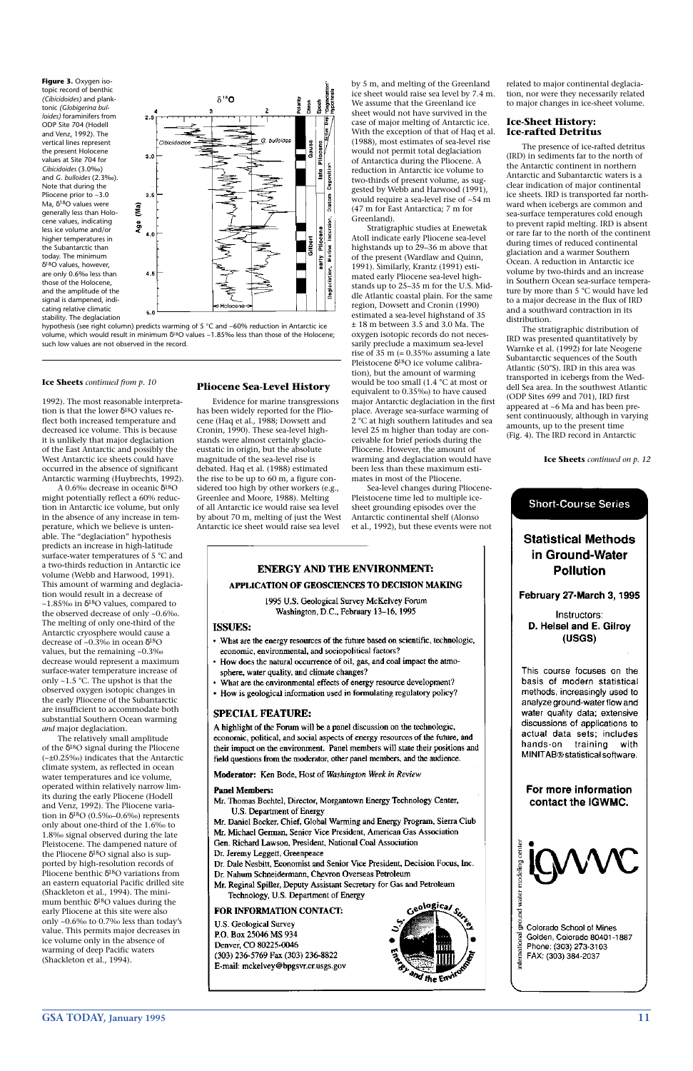**Figure 3.** Oxygen isotopic record of benthic *(Cibicidoides)* and planktonic *(Globigerina bulloides)* foraminifers from ODP Site 704 (Hodell and Venz, 1992). The vertical lines represent the present Holocene values at Site 704 for *Cibicidoides* (3.0‰) and *G. bulloides* (2.3‰). Note that during the Pliocene prior to ~3.0 Ma, δ18O values were generally less than Holocene values, indicating less ice volume and/or higher temperatures in the Subantarctic than today. The minimum δ18O values, however, are only 0.6‰ less than those of the Holocene, and the amplitude of the signal is dampened, indicating relative climatic stability. The deglaciation hypothesis (see right column) predicts warming of 5 °C and ~60% reduction in Antarctic ice volume, which would result in minimum δ18O values ~1.85‰ less than those of the Holocene; such low values are not observed in the record.

**Ice Sheets** *continued from p. 10*

1992). The most reasonable interpretation is that the lower δ18O values reflect both increased temperature and decreased ice volume. This is because it is unlikely that major deglaciation of the East Antarctic and possibly the West Antarctic ice sheets could have occurred in the absence of significant Antarctic warming (Huybrechts, 1992).

A 0.6‰ decrease in oceanic δ18O might potentially reflect a 60% reduction in Antarctic ice volume, but only in the absence of any increase in temperature, which we believe is untenable. The "deglaciation" hypothesis predicts an increase in high-latitude surface-water temperatures of 5 °C and a two-thirds reduction in Antarctic ice volume (Webb and Harwood, 1991). This amount of warming and deglaciation would result in a decrease of ~1.85‰ in δ18O values, compared to the observed decrease of only ~0.6‰. The melting of only one-third of the Antarctic cryosphere would cause a decrease of ~0.3‰ in ocean δ18O values, but the remaining ~0.3‰ decrease would represent a maximum surface-water temperature increase of only ~1.5 °C. The upshot is that the observed oxygen isotopic changes in the early Pliocene of the Subantarctic are insufficient to accommodate both substantial Southern Ocean warming *and* major deglaciation.

The relatively small amplitude of the δ18O signal during the Pliocene (~±0.25‰) indicates that the Antarctic climate system, as reflected in ocean water temperatures and ice volume, operated within relatively narrow limits during the early Pliocene (Hodell and Venz, 1992). The Pliocene variation in δ18O (0.5‰–0.6‰) represents only about one-third of the 1.6‰ to 1.8‰ signal observed during the late Pleistocene. The dampened nature of the Pliocene δ18O signal also is supported by high-resolution records of Pliocene benthic δ18O variations from an eastern equatorial Pacific drilled site (Shackleton et al., 1994). The minimum benthic δ18O values during the early Pliocene at this site were also only ~0.6‰ to 0.7‰ less than today's value. This permits major decreases in ice volume only in the absence of warming of deep Pacific waters (Shackleton et al., 1994).

## Pliocene Sea-Level History

Evidence for marine transgressions has been widely reported for the Pliocene (Haq et al., 1988; Dowsett and Cronin, 1990). These sea-level highstands were almost certainly glacio-eustatic in origin, but the absolute magnitude of the sea-level rise is debated. Haq et al. (1988) estimated the rise to be up to 60 m, a figure considered too high by other workers (e.g., Greenlee and Moore, 1988). Melting of all Antarctic ice would raise sea level by about 70 m, melting of just the West Antarctic ice sheet would raise sea level by 5 m, and melting of the Greenland ice sheet would raise sea level by 7.4 m. We assume that the Greenland ice sheet would not have survived in the case of major melting of Antarctic ice. With the exception of that of Haq et al. (1988), most estimates of sea-level rise would not permit total deglaciation of Antarctica during the Pliocene. A reduction in Antarctic ice volume to two-thirds of present volume, as suggested by Webb and Harwood (1991), would require a sea-level rise of ~54 m (47 m for East Antarctica; 7 m for Greenland).

Stratigraphic studies at Enewetak Atoll indicate early Pliocene sea-level highstands up to 29–36 m above that of the present (Wardlaw and Quinn, 1991). Similarly, Krantz (1991) estimated early Pliocene sea-level highstands up to 25–35 m for the U.S. Middle Atlantic coastal plain. For the same region, Dowsett and Cronin (1990) estimated a sea-level highstand of 35 ± 18 m between 3.5 and 3.0 Ma. The oxygen isotopic records do not necessarily preclude a maximum sea-level rise of 35 m (= 0.35‰ assuming a late Pleistocene δ18O ice volume calibration), but the amount of warming would be too small (1.4 °C at most or equivalent to 0.35‰) to have caused major Antarctic deglaciation in the first place. Average sea-surface warming of 2 °C at high southern latitudes and sea level 25 m higher than today are conceivable for brief periods during the Pliocene. However, the amount of warming and deglaciation would have been less than these maximum estimates in most of the Pliocene.

Sea-level changes during Pliocene-Pleistocene time led to multiple ice-sheet grounding episodes over the Antarctic continental shelf (Alonso et al., 1992), but these events were not related to major continental deglaciation, nor were they necessarily related to major changes in ice-sheet volume.

## Ice-Sheet History: Ice-rafted Detritus

The presence of ice-rafted detritus (IRD) in sediments far to the north of the Antarctic continent in northern Antarctic and Subantarctic waters is a clear indication of major continental ice sheets. IRD is transported far northward when icebergs are common and sea-surface temperatures cold enough to prevent rapid melting. IRD is absent or rare far to the north of the continent during times of reduced continental glaciation and a warmer Southern Ocean. A reduction in Antarctic ice volume by two-thirds and an increase in Southern Ocean sea-surface temperature by more than 5 °C would have led to a major decrease in the flux of IRD and a southward contraction in its distribution.

The stratigraphic distribution of IRD was presented quantitatively by Warnke et al. (1992) for late Neogene Subantarctic sequences of the South Atlantic (50°S). IRD in this area was transported in icebergs from the Weddell Sea area. In the southwest Atlantic (ODP Sites 699 and 701), IRD first appeared at ~6 Ma and has been present continuously, although in varying amounts, up to the present time (Fig. 4). The IRD record in Antarctic

**Ice Sheets** *continued on p. 12*

---

**ENERGY AND THE ENVIRONMENT:**
**APPLICATION OF GEOSCIENCES TO DECISION MAKING**

1995 U.S. Geological Survey McKelvey Forum
Washington, D.C., February 13–16, 1995

**ISSUES:**

- What are the energy resources of the future based on scientific, technologic, economic, environmental, and sociopolitical factors?
- How does the natural occurrence of oil, gas, and coal impact the atmosphere, water quality, and climate changes?
- What are the environmental effects of energy resource development?
- How is geological information used in formulating regulatory policy?

**SPECIAL FEATURE:**

A highlight of the Forum will be a panel discussion on the technologic, economic, political, and social aspects of energy resources of the future, and their impact on the environment. Panel members will state their positions and field questions from the moderator, other panel members, and the audience.

**Moderator:** Ken Bode, Host of *Washington Week in Review*

**Panel Members:**

Mr. Thomas Bechtel, Director, Morgantown Energy Technology Center, U.S. Department of Energy
Mr. Daniel Becker, Chief, Global Warming and Energy Program, Sierra Club
Mr. Michael German, Senior Vice President, American Gas Association
Gen. Richard Lawson, President, National Coal Association
Dr. Jeremy Leggett, Greenpeace
Dr. Dale Nesbitt, Economist and Senior Vice President, Decision Focus, Inc.
Dr. Nahum Schneidermann, Chevron Overseas Petroleum
Mr. Reginal Spiller, Deputy Assistant Secretary for Gas and Petroleum Technology, U.S. Department of Energy

**FOR INFORMATION CONTACT:**

U.S. Geological Survey
P.O. Box 25046 MS 934
Denver, CO 80225-0046
(303) 236-5769 Fax (303) 236-8822
E-mail: mckelvey@bpgsvr.cr.usgs.gov

---

**Short-Course Series**

**Statistical Methods in Ground-Water Pollution**

**February 27-March 3, 1995**

Instructors:
**D. Helsel and E. Gilroy (USGS)**

This course focuses on the basis of modern statistical methods, increasingly used to analyze ground-water flow and water quality data; extensive discussions of applications to actual data sets; includes hands-on training with MINITAB® statistical software.

**For more information contact the IGWMC.**

igwmc — international ground water modeling center

Colorado School of Mines
Golden, Colorado 80401-1887
Phone: (303) 273-3103
FAX: (303) 384-2037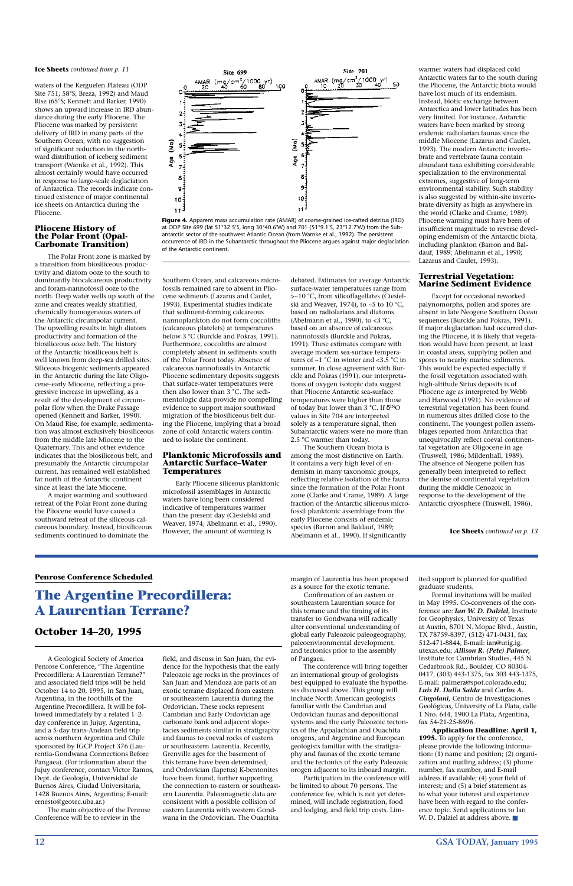**Ice Sheets** *continued from p. 11*

waters of the Kerguelen Plateau (ODP Site 751; 58°S; Breza, 1992) and Maud Rise (65°S; Kennett and Barker, 1990) shows an upward increase in IRD abundance during the early Pliocene. The Pliocene was marked by persistent delivery of IRD in many parts of the Southern Ocean, with no suggestion of significant reduction in the northward distribution of iceberg sediment transport (Warnke et al., 1992). This almost certainly would have occurred in response to large-scale deglaciation of Antarctica. The records indicate continued existence of major continental ice sheets on Antarctica during the Pliocene.

**Figure 4.** Apparent mass accumulation rate (AMAR) of coarse-grained ice-rafted detritus (IRD) at ODP Site 699 (lat 51°32.5′S, long 30°40.6′W) and 701 (51°9.1′S, 23°12.7′W) from the Subantarctic sector of the southwest Atlantic Ocean (from Warnke et al., 1992). The persistent occurrence of IRD in the Subantarctic throughout the Pliocene argues against major deglaciation of the Antarctic continent.

## Pliocene History of the Polar Front (Opal-Carbonate Transition)

The Polar Front zone is marked by a transition from biosiliceous productivity and diatom ooze to the south to dominantly biocalcareous productivity and foram-nannofossil ooze to the north. Deep water wells up south of the zone and creates weakly stratified, chemically homogeneous waters of the Antarctic circumpolar current. The upwelling results in high diatom productivity and formation of the biosiliceous ooze belt. The history of the Antarctic biosiliceous belt is well known from deep-sea drilled sites. Siliceous biogenic sediments appeared in the Antarctic during the late Oligocene–early Miocene, reflecting a progressive increase in upwelling, as a result of the development of circumpolar flow when the Drake Passage opened (Kennett and Barker, 1990). On Maud Rise, for example, sedimentation was almost exclusively biosiliceous from the middle late Miocene to the Quaternary. This and other evidence indicates that the biosiliceous belt, and presumably the Antarctic circumpolar current, has remained well established far north of the Antarctic continent since at least the late Miocene.

A major warming and southward retreat of the Polar Front zone during the Pliocene would have caused a southward retreat of the siliceous-calcareous boundary. Instead, biosiliceous sediments continued to dominate the Southern Ocean, and calcareous microfossils remained rare to absent in Pliocene sediments (Lazarus and Caulet, 1993). Experimental studies indicate that sediment-forming calcareous nannoplankton do not form coccoliths (calcareous platelets) at temperatures below 3 °C (Burckle and Pokras, 1991). Furthermore, coccoliths are almost completely absent in sediments south of the Polar Front today. Absence of calcareous nannofossils in Antarctic Pliocene sedimentary deposits suggests that surface-water temperatures were then also lower than 3 °C. The sedimentologic data provide no compelling evidence to support major southward migration of the biosiliceous belt during the Pliocene, implying that a broad zone of cold Antarctic waters continued to isolate the continent.

## Planktonic Microfossils and Antarctic Surface-Water Temperatures

Early Pliocene siliceous planktonic microfossil assemblages in Antarctic waters have long been considered indicative of temperatures warmer than the present day (Ciesielski and Weaver, 1974; Abelmann et al., 1990). However, the amount of warming is debated. Estimates for average Antarctic surface-water temperatures range from >~10 °C, from silicoflagellates (Ciesielski and Weaver, 1974), to ~5 to 10 °C, based on radiolarians and diatoms (Abelmann et al., 1990), to <3 °C, based on an absence of calcareous nannofossils (Burckle and Pokras, 1991). These estimates compare with average modern sea-surface temperatures of ~1 °C in winter and <3.5 °C in summer. In close agreement with Burckle and Pokras (1991), our interpretations of oxygen isotopic data suggest that Pliocene Antarctic sea-surface temperatures were higher than those of today but lower than 3 °C. If $\delta^{18}O$ values in Site 704 are interpreted solely as a temperature signal, then Subantarctic waters were no more than 2.5 °C warmer than today.

The Southern Ocean biota is among the most distinctive on Earth. It contains a very high level of endemism in many taxonomic groups, reflecting relative isolation of the fauna since the formation of the Polar Front zone (Clarke and Crame, 1989). A large fraction of the Antarctic siliceous microfossil planktonic assemblage from the early Pliocene consists of endemic species (Barron and Baldauf, 1989; Abelmann et al., 1990). If significantly warmer waters had displaced cold Antarctic waters far to the south during the Pliocene, the Antarctic biota would have lost much of its endemism. Instead, biotic exchange between Antarctica and lower latitudes has been very limited. For instance, Antarctic waters have been marked by strong endemic radiolarian faunas since the middle Miocene (Lazarus and Caulet, 1993). The modern Antarctic invertebrate and vertebrate fauna contain abundant taxa exhibiting considerable specialization to the environmental extremes, suggestive of long-term environmental stability. Such stability is also suggested by within-site invertebrate diversity as high as anywhere in the world (Clarke and Crame, 1989). Pliocene warming must have been of insufficient magnitude to reverse developing endemism of the Antarctic biota, including plankton (Barron and Baldauf, 1989; Abelmann et al., 1990; Lazarus and Caulet, 1993).

## Terrestrial Vegetation: Marine Sediment Evidence

Except for occasional reworked palynomorphs, pollen and spores are absent in late Neogene Southern Ocean sequences (Burckle and Pokras, 1991). If major deglaciation had occurred during the Pliocene, it is likely that vegetation would have been present, at least in coastal areas, supplying pollen and spores to nearby marine sediments. This would be expected especially if the fossil vegetation associated with high-altitude Sirius deposits is of Pliocene age as interpreted by Webb and Harwood (1991). No evidence of terrestrial vegetation has been found in numerous sites drilled close to the continent. The youngest pollen assemblages reported from Antarctica that unequivocally reflect coeval continental vegetation are Oligocene in age (Truswell, 1986; Mildenhall, 1989). The absence of Neogene pollen has generally been interpreted to reflect the demise of continental vegetation during the middle Cenozoic in response to the development of the Antarctic cryosphere (Truswell, 1986).

**Ice Sheets** *continued on p. 13*

---

**Penrose Conference Scheduled**

# The Argentine Precordillera: A Laurentian Terrane?

## October 14–20, 1995

A Geological Society of America Penrose Conference, "The Argentine Precordillera: A Laurentian Terrane?" and associated field trips will be held October 14 to 20, 1995, in San Juan, Argentina, in the foothills of the Argentine Precordillera. It will be followed immediately by a related 1–2-day conference in Jujuy, Argentina, and a 5-day trans-Andean field trip across northern Argentina and Chile sponsored by IGCP Project 376 (Laurentia-Gondwana Connections Before Pangaea). (For information about the Jujuy conference, contact Victor Ramos, Dept. de Geología, Universidad de Buenos Aires, Ciudad Universitaria, 1428 Buenos Aires, Argentina; E-mail: ernesto@geotec.uba.ar.)

The main objective of the Penrose Conference will be to review in the field, and discuss in San Juan, the evidence for the hypothesis that the early Paleozoic age rocks in the provinces of San Juan and Mendoza are parts of an exotic terrane displaced from eastern or southeastern Laurentia during the Ordovician. These rocks represent Cambrian and Early Ordovician age carbonate bank and adjacent slope-facies sediments similar in stratigraphy and faunas to coeval rocks of eastern or southeastern Laurentia. Recently, Grenville ages for the basement of this terrane have been determined, and Ordovician (Iapetus) K-bentonites have been found, further supporting the connection to eastern or southeastern Laurentia. Paleomagnetic data are consistent with a possible collision of eastern Laurentia with western Gondwana in the Ordovician. The Ouachita margin of Laurentia has been proposed as a source for the exotic terrane.

Confirmation of an eastern or southeastern Laurentian source for this terrane and the timing of its transfer to Gondwana will radically alter conventional understanding of global early Paleozoic paleogeography, paleoenvironmental development, and tectonics prior to the assembly of Pangaea.

The conference will bring together an international group of geologists best equipped to evaluate the hypotheses discussed above. This group will include North American geologists familiar with the Cambrian and Ordovician faunas and depositional systems and the early Paleozoic tectonics of the Appalachian and Ouachita orogens, and Argentine and European geologists familiar with the stratigraphy and faunas of the exotic terrane and the tectonics of the early Paleozoic orogen adjacent to its inboard margin.

Participation in the conference will be limited to about 70 persons. The conference fee, which is not yet determined, will include registration, food and lodging, and field trip costs. Limited support is planned for qualified graduate students.

Formal invitations will be mailed in May 1995. Co-conveners of the conference are: ***Ian W. D. Dalziel,*** Institute for Geophysics, University of Texas at Austin, 8701 N. Mopac Blvd., Austin, TX 78759-8397, (512) 471-0431, fax 512-471-8844, E-mail: ian@utig.ig.utexas.edu; ***Allison R. (Pete) Palmer,*** Institute for Cambrian Studies, 445 N. Cedarbrook Rd., Boulder, CO 80304-0417, (303) 443-1375, fax 303 443-1375, E-mail: palmera@spot.colorado.edu; ***Luis H. Dalla Salda*** and ***Carlos A. Cingolani,*** Centro de Investigaciones Geológicas, University of La Plata, calle 1 Nro. 644, 1900 La Plata, Argentina, fax 54-21-25-8696.

**Application Deadline: April 1, 1995.** To apply for the conference, please provide the following information: (1) name and position; (2) organization and mailing address; (3) phone number, fax number, and E-mail address if available; (4) your field of interest; and (5) a brief statement as to what your interest and experience have been with regard to the conference topic. Send applications to Ian W. D. Dalziel at address above. ■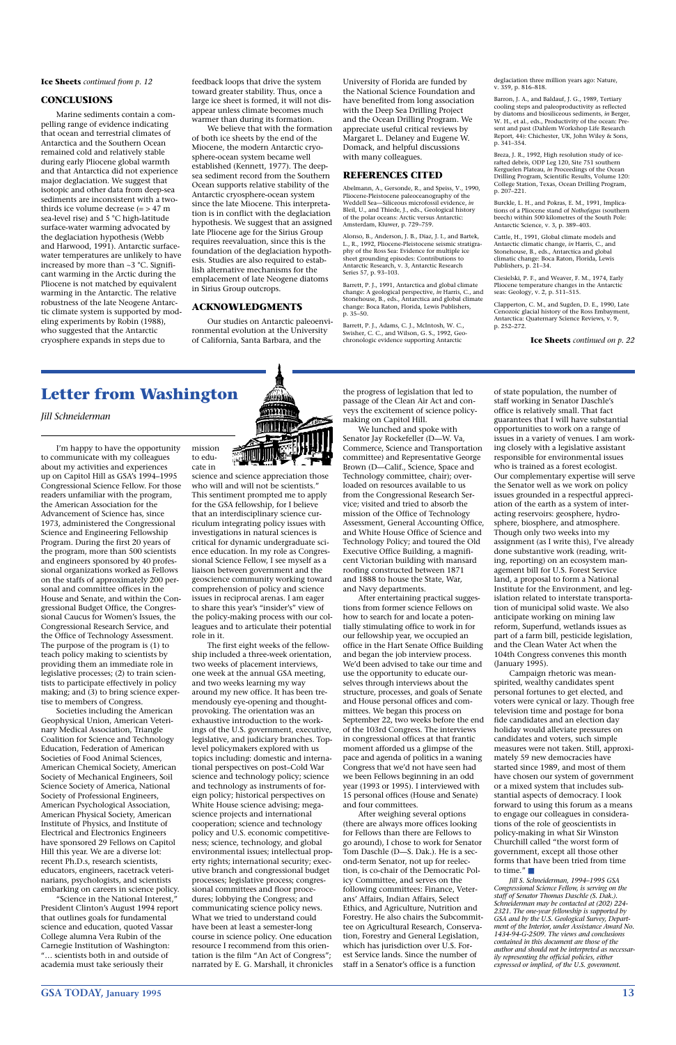**Ice Sheets** *continued from p. 12*

## CONCLUSIONS

Marine sediments contain a compelling range of evidence indicating that ocean and terrestrial climates of Antarctica and the Southern Ocean remained cold and relatively stable during early Pliocene global warmth and that Antarctica did not experience major deglaciation. We suggest that isotopic and other data from deep-sea sediments are inconsistent with a two-thirds ice volume decrease (= > 47 m sea-level rise) and 5 °C high-latitude surface-water warming advocated by the deglaciation hypothesis (Webb and Harwood, 1991). Antarctic surface-water temperatures are unlikely to have increased by more than ~3 °C. Significant warming in the Arctic during the Pliocene is not matched by equivalent warming in the Antarctic. The relative robustness of the late Neogene Antarctic climate system is supported by modeling experiments by Robin (1988), who suggested that the Antarctic cryosphere expands in steps due to feedback loops that drive the system toward greater stability. Thus, once a large ice sheet is formed, it will not disappear unless climate becomes much warmer than during its formation.

We believe that with the formation of both ice sheets by the end of the Miocene, the modern Antarctic cryosphere-ocean system became well established (Kennett, 1977). The deep-sea sediment record from the Southern Ocean supports relative stability of the Antarctic cryosphere-ocean system since the late Miocene. This interpretation is in conflict with the deglaciation hypothesis. We suggest that an assigned late Pliocene age for the Sirius Group requires reevaluation, since this is the foundation of the deglaciation hypothesis. Studies are also required to establish alternative mechanisms for the emplacement of late Neogene diatoms in Sirius Group outcrops.

## ACKNOWLEDGMENTS

Our studies on Antarctic paleoenvironmental evolution at the University of California, Santa Barbara, and the University of Florida are funded by the National Science Foundation and have benefited from long association with the Deep Sea Drilling Project and the Ocean Drilling Program. We appreciate useful critical reviews by Margaret L. Delaney and Eugene W. Domack, and helpful discussions with many colleagues.

## REFERENCES CITED

Abelmann, A., Gersonde, R., and Speiss, V., 1990, Pliocene-Pleistocene paleoceanography of the Weddell Sea—Siliceous microfossil evidence, *in* Bleil, U., and Thiede, J., eds., Geological history of the polar oceans: Arctic versus Antarctic: Amsterdam, Kluwer, p. 729–759.

Alonso, B., Anderson, J. B., Diaz, J. I., and Bartek, L., R., 1992, Pliocene-Pleistocene seismic stratigraphy of the Ross Sea: Evidence for multiple ice sheet grounding episodes: Contributions to Antarctic Research, v. 3, Antarctic Research Series 57, p. 93–103.

Barrett, P. J., 1991, Antarctica and global climate change: A geological perspective, *in* Harris, C., and Stonehouse, B., eds., Antarctica and global climate change: Boca Raton, Florida, Lewis Publishers, p. 35–50.

Barrett, P. J., Adams, C. J., McIntosh, W. C., Swisher, C. C., and Wilson, G. S., 1992, Geochronologic evidence supporting Antarctic deglaciation three million years ago: Nature, v. 359, p. 816–818.

Barron, J. A., and Baldauf, J. G., 1989, Tertiary cooling steps and paleoproductivity as reflected by diatoms and biosiliceous sediments, *in* Berger, W. H., et al., eds., Productivity of the ocean: Present and past (Dahlem Workshop Life Research Report, 44): Chichester, UK, John Wiley & Sons, p. 341–354.

Breza, J. R., 1992, High resolution study of ice-rafted debris, ODP Leg 120, Site 751 southern Kerguelen Plateau, *in* Proceedings of the Ocean Drilling Program, Scientific Results, Volume 120: College Station, Texas, Ocean Drilling Program, p. 207–221.

Burckle, L. H., and Pokras, E. M., 1991, Implications of a Pliocene stand of *Nothofagus* (southern beech) within 500 kilometres of the South Pole: Antarctic Science, v. 3, p. 389–403.

Cattle, H., 1991, Global climate models and Antarctic climatic change, *in* Harris, C., and Stonehouse, B., eds., Antarctica and global climatic change: Boca Raton, Florida, Lewis Publishers, p. 21–34.

Ciesielski, P. F., and Weaver, F. M., 1974, Early Pliocene temperature changes in the Antarctic seas: Geology, v. 2, p. 511–515.

Clapperton, C. M., and Sugden, D. E., 1990, Late Cenozoic glacial history of the Ross Embayment, Antarctica: Quaternary Science Reviews, v. 9, p. 252–272.

**Ice Sheets** *continued on p. 22*

# Letter from Washington

*Jill Schneiderman*

I'm happy to have the opportunity to communicate with my colleagues about my activities and experiences up on Capitol Hill as GSA's 1994–1995 Congressional Science Fellow. For those readers unfamiliar with the program, the American Association for the Advancement of Science has, since 1973, administered the Congressional Science and Engineering Fellowship Program. During the first 20 years of the program, more than 500 scientists and engineers sponsored by 40 professional organizations worked as Fellows on the staffs of approximately 200 personal and committee offices in the House and Senate, and within the Congressional Budget Office, the Congressional Caucus for Women's Issues, the Congressional Research Service, and the Office of Technology Assessment. The purpose of the program is (1) to teach policy making to scientists by providing them an immediate role in legislative processes; (2) to train scientists to participate effectively in policy making; and (3) to bring science expertise to members of Congress.

Societies including the American Geophysical Union, American Veterinary Medical Association, Triangle Coalition for Science and Technology Education, Federation of American Societies of Food Animal Sciences, American Chemical Society, American Society of Mechanical Engineers, Soil Science Society of America, National Society of Professional Engineers, American Psychological Association, American Physical Society, American Institute of Physics, and Institute of Electrical and Electronics Engineers have sponsored 29 Fellows on Capitol Hill this year. We are a diverse lot: recent Ph.D.s, research scientists, educators, engineers, racetrack veterinarians, psychologists, and scientists embarking on careers in science policy.

"Science in the National Interest," President Clinton's August 1994 report that outlines goals for fundamental science and education, quoted Vassar College alumna Vera Rubin of the Carnegie Institution of Washington: "… scientists both in and outside of academia must take seriously their mission to educate in science and science appreciation those who will and will not be scientists." This sentiment prompted me to apply for the GSA fellowship, for I believe that an interdisciplinary science curriculum integrating policy issues with investigations in natural sciences is critical for dynamic undergraduate science education. In my role as Congressional Science Fellow, I see myself as a liaison between government and the geoscience community working toward comprehension of policy and science issues in reciprocal arenas. I am eager to share this year's "insider's" view of the policy-making process with our colleagues and to articulate their potential role in it.

The first eight weeks of the fellowship included a three-week orientation, two weeks of placement interviews, one week at the annual GSA meeting, and two weeks learning my way around my new office. It has been tremendously eye-opening and thought-provoking. The orientation was an exhaustive introduction to the workings of the U.S. government, executive, legislative, and judiciary branches. Top-level policymakers explored with us topics including: domestic and international perspectives on post–Cold War science and technology policy; science and technology as instruments of foreign policy; historical perspectives on White House science advising; mega-science projects and international cooperation; science and technology policy and U.S. economic competitiveness; science, technology, and global environmental issues; intellectual property rights; international security; executive branch and congressional budget processes; legislative processes; congressional committees and floor procedures; lobbying the Congress; and communicating science policy news. What we tried to understand could have been at least a semester-long course in science policy. One education resource I recommend from this orientation is the film "An Act of Congress"; narrated by E. G. Marshall, it chronicles the progress of legislation that led to passage of the Clean Air Act and conveys the excitement of science policy-making on Capitol Hill.

We lunched and spoke with Senator Jay Rockefeller (D—W. Va, Commerce, Science and Transportation committee) and Representative George Brown (D—Calif., Science, Space and Technology committee, chair); overloaded on resources available to us from the Congressional Research Service; visited and tried to absorb the mission of the Office of Technology Assessment, General Accounting Office, and White House Office of Science and Technology Policy; and toured the Old Executive Office Building, a magnificent Victorian building with mansard roofing constructed between 1871 and 1888 to house the State, War, and Navy departments.

After entertaining practical suggestions from former science Fellows on how to search for and locate a potentially stimulating office to work in for our fellowship year, we occupied an office in the Hart Senate Office Building and began the job interview process. We'd been advised to take our time and use the opportunity to educate ourselves through interviews about the structure, processes, and goals of Senate and House personal offices and committees. We began this process on September 22, two weeks before the end of the 103rd Congress. The interviews in congressional offices at that frantic moment afforded us a glimpse of the pace and agenda of politics in a waning Congress that we'd not have seen had we been Fellows beginning in an odd year (1993 or 1995). I interviewed with 15 personal offices (House and Senate) and four committees.

After weighing several options (there are always more offices looking for Fellows than there are Fellows to go around), I chose to work for Senator Tom Daschle (D—S. Dak.). He is a second-term Senator, not up for reelection, is co-chair of the Democratic Policy Committee, and serves on the following committees: Finance, Veterans' Affairs, Indian Affairs, Select Ethics, and Agriculture, Nutrition and Forestry. He also chairs the Subcommittee on Agricultural Research, Conservation, Forestry and General Legislation, which has jurisdiction over U.S. Forest Service lands. Since the number of staff in a Senator's office is a function of state population, the number of staff working in Senator Daschle's office is relatively small. That fact guarantees that I will have substantial opportunities to work on a range of issues in a variety of venues. I am working closely with a legislative assistant responsible for environmental issues who is trained as a forest ecologist. Our complementary expertise will serve the Senator well as we work on policy issues grounded in a respectful appreciation of the earth as a system of interacting reservoirs: geosphere, hydrosphere, biosphere, and atmosphere. Though only two weeks into my assignment (as I write this), I've already done substantive work (reading, writing, reporting) on an ecosystem management bill for U.S. Forest Service land, a proposal to form a National Institute for the Environment, and legislation related to interstate transportation of municipal solid waste. We also anticipate working on mining law reform, Superfund, wetlands issues as part of a farm bill, pesticide legislation, and the Clean Water Act when the 104th Congress convenes this month (January 1995).

Campaign rhetoric was mean-spirited, wealthy candidates spent personal fortunes to get elected, and voters were cynical or lazy. Though free television time and postage for bona fide candidates and an election day holiday would alleviate pressures on candidates and voters, such simple measures were not taken. Still, approximately 59 new democracies have started since 1989, and most of them have chosen our system of government or a mixed system that includes substantial aspects of democracy. I look forward to using this forum as a means to engage our colleagues in considerations of the role of geoscientists in policy-making in what Sir Winston Churchill called "the worst form of government, except all those other forms that have been tried from time to time." ■

*Jill S. Schneiderman, 1994–1995 GSA Congressional Science Fellow, is serving on the staff of Senator Thomas Daschle (S. Dak.). Schneiderman may be contacted at (202) 224-2321. The one-year fellowship is supported by GSA and by the U.S. Geological Survey, Department of the Interior, under Assistance Award No. 1434-94-G-2509. The views and conclusions contained in this document are those of the author and should not be interpreted as necessarily representing the official policies, either expressed or implied, of the U.S. government.*